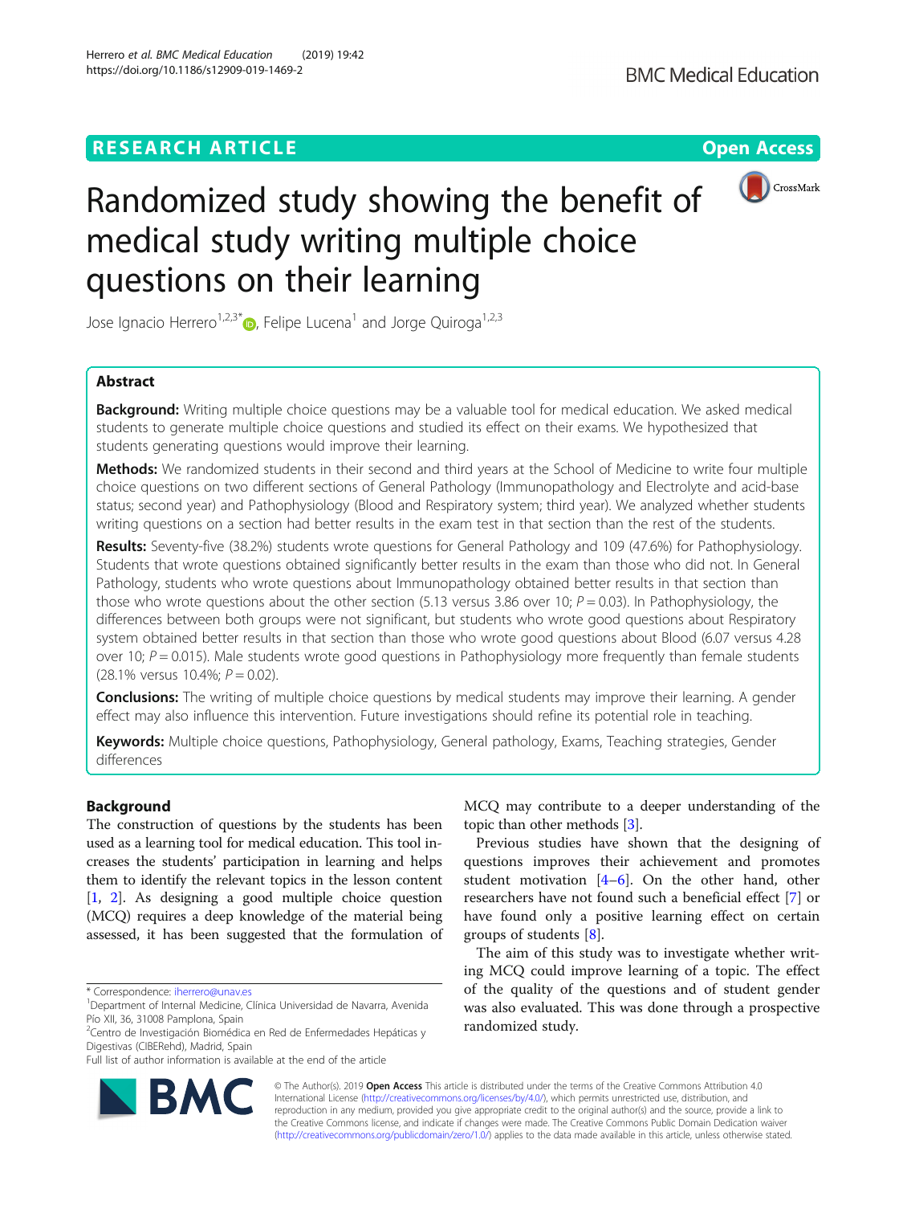RESEARCH ARTICLE

Open Access

# Randomized study showing the benefit of medical study writing multiple choice questions on their learning

Jose Ignacio Herrero[1,2,3*], Felipe Lucena[1] and Jorge Quiroga[1,2,3]

## Abstract

**Background:** Writing multiple choice questions may be a valuable tool for medical education. We asked medical students to generate multiple choice questions and studied its effect on their exams. We hypothesized that students generating questions would improve their learning.

**Methods:** We randomized students in their second and third years at the School of Medicine to write four multiple choice questions on two different sections of General Pathology (Immunopathology and Electrolyte and acid-base status; second year) and Pathophysiology (Blood and Respiratory system; third year). We analyzed whether students writing questions on a section had better results in the exam test in that section than the rest of the students.

**Results:** Seventy-five (38.2%) students wrote questions for General Pathology and 109 (47.6%) for Pathophysiology. Students that wrote questions obtained significantly better results in the exam than those who did not. In General Pathology, students who wrote questions about Immunopathology obtained better results in that section than those who wrote questions about the other section (5.13 versus 3.86 over 10; $P = 0.03$). In Pathophysiology, the differences between both groups were not significant, but students who wrote good questions about Respiratory system obtained better results in that section than those who wrote good questions about Blood (6.07 versus 4.28 over 10; $P = 0.015$). Male students wrote good questions in Pathophysiology more frequently than female students (28.1% versus 10.4%; $P = 0.02$).

**Conclusions:** The writing of multiple choice questions by medical students may improve their learning. A gender effect may also influence this intervention. Future investigations should refine its potential role in teaching.

**Keywords:** Multiple choice questions, Pathophysiology, General pathology, Exams, Teaching strategies, Gender differences

## Background

The construction of questions by the students has been used as a learning tool for medical education. This tool increases the students' participation in learning and helps them to identify the relevant topics in the lesson content [1, 2]. As designing a good multiple choice question (MCQ) requires a deep knowledge of the material being assessed, it has been suggested that the formulation of MCQ may contribute to a deeper understanding of the topic than other methods [3].

Previous studies have shown that the designing of questions improves their achievement and promotes student motivation [4–6]. On the other hand, other researchers have not found such a beneficial effect [7] or have found only a positive learning effect on certain groups of students [8].

The aim of this study was to investigate whether writing MCQ could improve learning of a topic. The effect of the quality of the questions and of student gender was also evaluated. This was done through a prospective randomized study.

\* Correspondence: iherrero@unav.es

[1]Department of Internal Medicine, Clínica Universidad de Navarra, Avenida Pío XII, 36, 31008 Pamplona, Spain

[2]Centro de Investigación Biomédica en Red de Enfermedades Hepáticas y Digestivas (CIBERehd), Madrid, Spain

Full list of author information is available at the end of the article

© The Author(s). 2019 **Open Access** This article is distributed under the terms of the Creative Commons Attribution 4.0 International License (http://creativecommons.org/licenses/by/4.0/), which permits unrestricted use, distribution, and reproduction in any medium, provided you give appropriate credit to the original author(s) and the source, provide a link to the Creative Commons license, and indicate if changes were made. The Creative Commons Public Domain Dedication waiver (http://creativecommons.org/publicdomain/zero/1.0/) applies to the data made available in this article, unless otherwise stated.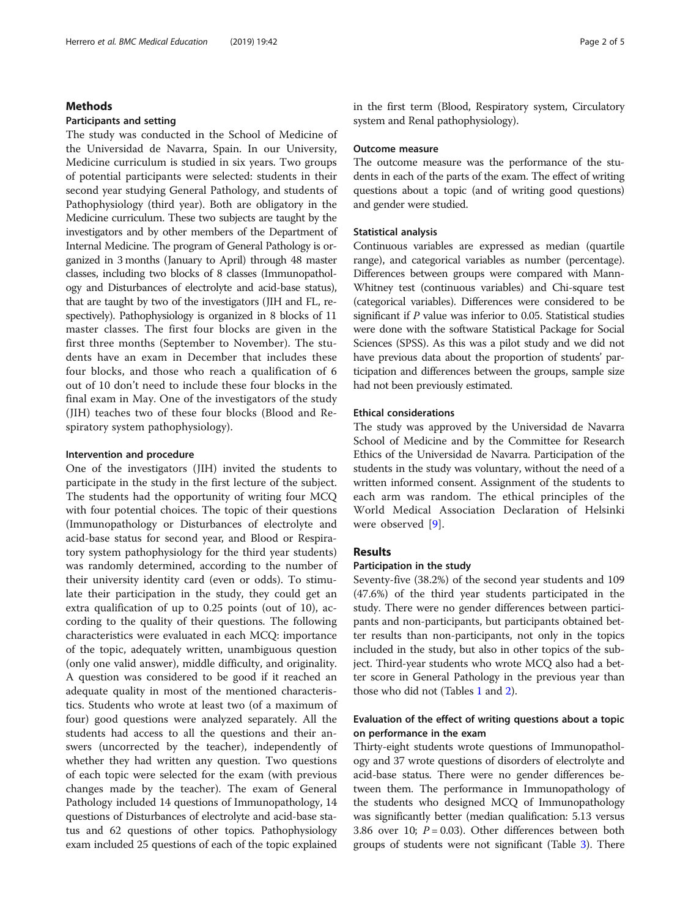## Methods

### Participants and setting

The study was conducted in the School of Medicine of the Universidad de Navarra, Spain. In our University, Medicine curriculum is studied in six years. Two groups of potential participants were selected: students in their second year studying General Pathology, and students of Pathophysiology (third year). Both are obligatory in the Medicine curriculum. These two subjects are taught by the investigators and by other members of the Department of Internal Medicine. The program of General Pathology is organized in 3 months (January to April) through 48 master classes, including two blocks of 8 classes (Immunopathology and Disturbances of electrolyte and acid-base status), that are taught by two of the investigators (JIH and FL, respectively). Pathophysiology is organized in 8 blocks of 11 master classes. The first four blocks are given in the first three months (September to November). The students have an exam in December that includes these four blocks, and those who reach a qualification of 6 out of 10 don't need to include these four blocks in the final exam in May. One of the investigators of the study (JIH) teaches two of these four blocks (Blood and Respiratory system pathophysiology).

### Intervention and procedure

One of the investigators (JIH) invited the students to participate in the study in the first lecture of the subject. The students had the opportunity of writing four MCQ with four potential choices. The topic of their questions (Immunopathology or Disturbances of electrolyte and acid-base status for second year, and Blood or Respiratory system pathophysiology for the third year students) was randomly determined, according to the number of their university identity card (even or odds). To stimulate their participation in the study, they could get an extra qualification of up to 0.25 points (out of 10), according to the quality of their questions. The following characteristics were evaluated in each MCQ: importance of the topic, adequately written, unambiguous question (only one valid answer), middle difficulty, and originality. A question was considered to be good if it reached an adequate quality in most of the mentioned characteristics. Students who wrote at least two (of a maximum of four) good questions were analyzed separately. All the students had access to all the questions and their answers (uncorrected by the teacher), independently of whether they had written any question. Two questions of each topic were selected for the exam (with previous changes made by the teacher). The exam of General Pathology included 14 questions of Immunopathology, 14 questions of Disturbances of electrolyte and acid-base status and 62 questions of other topics. Pathophysiology exam included 25 questions of each of the topic explained in the first term (Blood, Respiratory system, Circulatory system and Renal pathophysiology).

### Outcome measure

The outcome measure was the performance of the students in each of the parts of the exam. The effect of writing questions about a topic (and of writing good questions) and gender were studied.

### Statistical analysis

Continuous variables are expressed as median (quartile range), and categorical variables as number (percentage). Differences between groups were compared with Mann-Whitney test (continuous variables) and Chi-square test (categorical variables). Differences were considered to be significant if *P* value was inferior to 0.05. Statistical studies were done with the software Statistical Package for Social Sciences (SPSS). As this was a pilot study and we did not have previous data about the proportion of students' participation and differences between the groups, sample size had not been previously estimated.

### Ethical considerations

The study was approved by the Universidad de Navarra School of Medicine and by the Committee for Research Ethics of the Universidad de Navarra. Participation of the students in the study was voluntary, without the need of a written informed consent. Assignment of the students to each arm was random. The ethical principles of the World Medical Association Declaration of Helsinki were observed [9].

## Results

### Participation in the study

Seventy-five (38.2%) of the second year students and 109 (47.6%) of the third year students participated in the study. There were no gender differences between participants and non-participants, but participants obtained better results than non-participants, not only in the topics included in the study, but also in other topics of the subject. Third-year students who wrote MCQ also had a better score in General Pathology in the previous year than those who did not (Tables 1 and 2).

### Evaluation of the effect of writing questions about a topic on performance in the exam

Thirty-eight students wrote questions of Immunopathology and 37 wrote questions of disorders of electrolyte and acid-base status. There were no gender differences between them. The performance in Immunopathology of the students who designed MCQ of Immunopathology was significantly better (median qualification: 5.13 versus 3.86 over 10; $P = 0.03$). Other differences between both groups of students were not significant (Table 3). There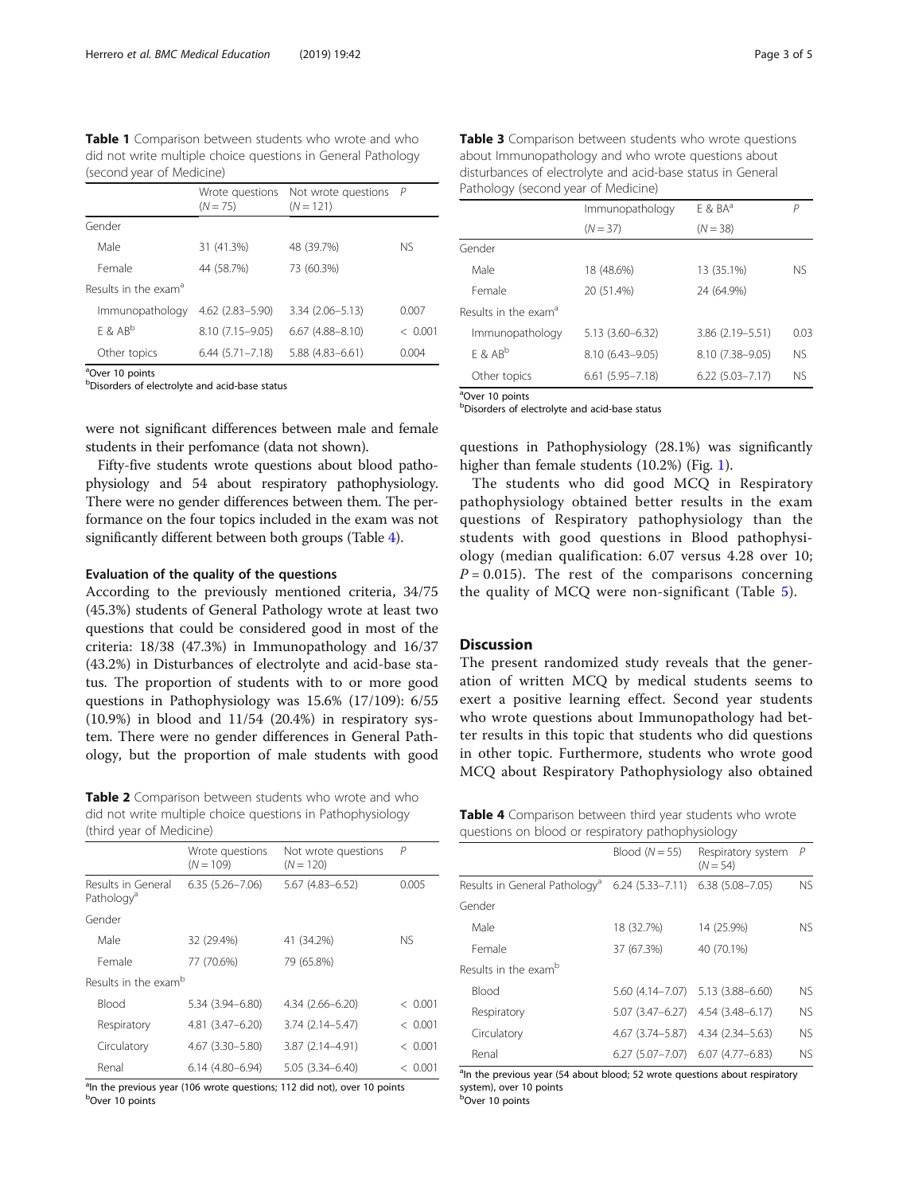**Table 1** Comparison between students who wrote and who did not write multiple choice questions in General Pathology (second year of Medicine)

| | Wrote questions (N = 75) | Not wrote questions (N = 121) | P |
|---|---|---|---|
| Gender | | | |
| Male | 31 (41.3%) | 48 (39.7%) | NS |
| Female | 44 (58.7%) | 73 (60.3%) | |
| Results in the exam[a] | | | |
| Immunopathology | 4.62 (2.83–5.90) | 3.34 (2.06–5.13) | 0.007 |
| E & AB[b] | 8.10 (7.15–9.05) | 6.67 (4.88–8.10) | < 0.001 |
| Other topics | 6.44 (5.71–7.18) | 5.88 (4.83–6.61) | 0.004 |

[a]Over 10 points
[b]Disorders of electrolyte and acid-base status

were not significant differences between male and female students in their perfomance (data not shown).

Fifty-five students wrote questions about blood pathophysiology and 54 about respiratory pathophysiology. There were no gender differences between them. The performance on the four topics included in the exam was not significantly different between both groups (Table 4).

### Evaluation of the quality of the questions

According to the previously mentioned criteria, 34/75 (45.3%) students of General Pathology wrote at least two questions that could be considered good in most of the criteria: 18/38 (47.3%) in Immunopathology and 16/37 (43.2%) in Disturbances of electrolyte and acid-base status. The proportion of students with to or more good questions in Pathophysiology was 15.6% (17/109): 6/55 (10.9%) in blood and 11/54 (20.4%) in respiratory system. There were no gender differences in General Pathology, but the proportion of male students with good questions in Pathophysiology (28.1%) was significantly higher than female students (10.2%) (Fig. 1).

The students who did good MCQ in Respiratory pathophysiology obtained better results in the exam questions of Respiratory pathophysiology than the students with good questions in Blood pathophysiology (median qualification: 6.07 versus 4.28 over 10; $P = 0.015$). The rest of the comparisons concerning the quality of MCQ were non-significant (Table 5).

**Table 2** Comparison between students who wrote and who did not write multiple choice questions in Pathophysiology (third year of Medicine)

| | Wrote questions (N = 109) | Not wrote questions (N = 120) | P |
|---|---|---|---|
| Results in General Pathology[a] | 6.35 (5.26–7.06) | 5.67 (4.83–6.52) | 0.005 |
| Gender | | | |
| Male | 32 (29.4%) | 41 (34.2%) | NS |
| Female | 77 (70.6%) | 79 (65.8%) | |
| Results in the exam[b] | | | |
| Blood | 5.34 (3.94–6.80) | 4.34 (2.66–6.20) | < 0.001 |
| Respiratory | 4.81 (3.47–6.20) | 3.74 (2.14–5.47) | < 0.001 |
| Circulatory | 4.67 (3.30–5.80) | 3.87 (2.14–4.91) | < 0.001 |
| Renal | 6.14 (4.80–6.94) | 5.05 (3.34–6.40) | < 0.001 |

[a]In the previous year (106 wrote questions; 112 did not), over 10 points
[b]Over 10 points

**Table 3** Comparison between students who wrote questions about Immunopathology and who wrote questions about disturbances of electrolyte and acid-base status in General Pathology (second year of Medicine)

| | Immunopathology (N = 37) | E & BA[a] (N = 38) | P |
|---|---|---|---|
| Gender | | | |
| Male | 18 (48.6%) | 13 (35.1%) | NS |
| Female | 20 (51.4%) | 24 (64.9%) | |
| Results in the exam[a] | | | |
| Immunopathology | 5.13 (3.60–6.32) | 3.86 (2.19–5.51) | 0.03 |
| E & AB[b] | 8.10 (6.43–9.05) | 8.10 (7.38–9.05) | NS |
| Other topics | 6.61 (5.95–7.18) | 6.22 (5.03–7.17) | NS |

[a]Over 10 points
[b]Disorders of electrolyte and acid-base status

## Discussion

The present randomized study reveals that the generation of written MCQ by medical students seems to exert a positive learning effect. Second year students who wrote questions about Immunopathology had better results in this topic that students who did questions in other topic. Furthermore, students who wrote good MCQ about Respiratory Pathophysiology also obtained

**Table 4** Comparison between third year students who wrote questions on blood or respiratory pathophysiology

| | Blood (N = 55) | Respiratory system (N = 54) | P |
|---|---|---|---|
| Results in General Pathology[a] | 6.24 (5.33–7.11) | 6.38 (5.08–7.05) | NS |
| Gender | | | |
| Male | 18 (32.7%) | 14 (25.9%) | NS |
| Female | 37 (67.3%) | 40 (70.1%) | |
| Results in the exam[b] | | | |
| Blood | 5.60 (4.14–7.07) | 5.13 (3.88–6.60) | NS |
| Respiratory | 5.07 (3.47–6.27) | 4.54 (3.48–6.17) | NS |
| Circulatory | 4.67 (3.74–5.87) | 4.34 (2.34–5.63) | NS |
| Renal | 6.27 (5.07–7.07) | 6.07 (4.77–6.83) | NS |

[a]In the previous year (54 about blood; 52 wrote questions about respiratory system), over 10 points
[b]Over 10 points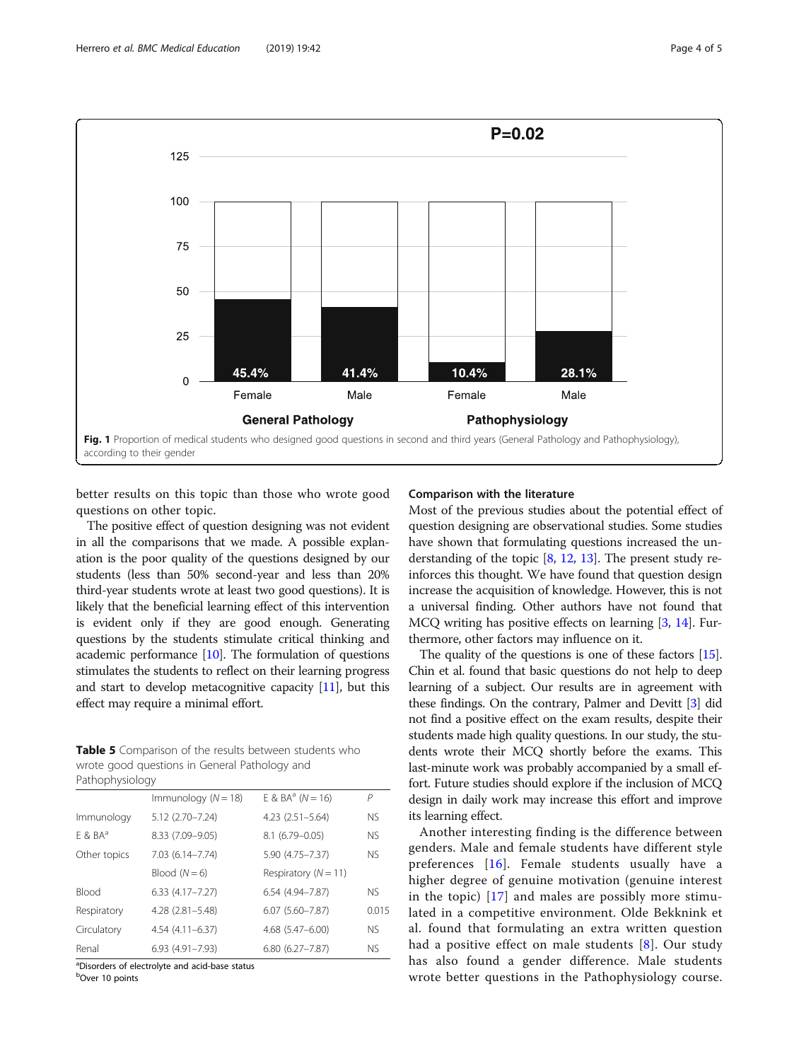Fig. 1 Proportion of medical students who designed good questions in second and third years (General Pathology and Pathophysiology), according to their gender

better results on this topic than those who wrote good questions on other topic.

The positive effect of question designing was not evident in all the comparisons that we made. A possible explanation is the poor quality of the questions designed by our students (less than 50% second-year and less than 20% third-year students wrote at least two good questions). It is likely that the beneficial learning effect of this intervention is evident only if they are good enough. Generating questions by the students stimulate critical thinking and academic performance [10]. The formulation of questions stimulates the students to reflect on their learning progress and start to develop metacognitive capacity [11], but this effect may require a minimal effort.

**Table 5** Comparison of the results between students who wrote good questions in General Pathology and Pathophysiology

| | Immunology ($N = 18$) | E & BA[a] ($N = 16$) | *P* |
|---|---|---|---|
| Immunology | 5.12 (2.70–7.24) | 4.23 (2.51–5.64) | NS |
| E & BA[a] | 8.33 (7.09–9.05) | 8.1 (6.79–0.05) | NS |
| Other topics | 7.03 (6.14–7.74) | 5.90 (4.75–7.37) | NS |
| | Blood ($N = 6$) | Respiratory ($N = 11$) | |
| Blood | 6.33 (4.17–7.27) | 6.54 (4.94–7.87) | NS |
| Respiratory | 4.28 (2.81–5.48) | 6.07 (5.60–7.87) | 0.015 |
| Circulatory | 4.54 (4.11–6.37) | 4.68 (5.47–6.00) | NS |
| Renal | 6.93 (4.91–7.93) | 6.80 (6.27–7.87) | NS |

[a]Disorders of electrolyte and acid-base status
[b]Over 10 points

## Comparison with the literature

Most of the previous studies about the potential effect of question designing are observational studies. Some studies have shown that formulating questions increased the understanding of the topic [8, 12, 13]. The present study reinforces this thought. We have found that question design increase the acquisition of knowledge. However, this is not a universal finding. Other authors have not found that MCQ writing has positive effects on learning [3, 14]. Furthermore, other factors may influence on it.

The quality of the questions is one of these factors [15]. Chin et al. found that basic questions do not help to deep learning of a subject. Our results are in agreement with these findings. On the contrary, Palmer and Devitt [3] did not find a positive effect on the exam results, despite their students made high quality questions. In our study, the students wrote their MCQ shortly before the exams. This last-minute work was probably accompanied by a small effort. Future studies should explore if the inclusion of MCQ design in daily work may increase this effort and improve its learning effect.

Another interesting finding is the difference between genders. Male and female students have different style preferences [16]. Female students usually have a higher degree of genuine motivation (genuine interest in the topic) [17] and males are possibly more stimulated in a competitive environment. Olde Bekknink et al. found that formulating an extra written question had a positive effect on male students [8]. Our study has also found a gender difference. Male students wrote better questions in the Pathophysiology course.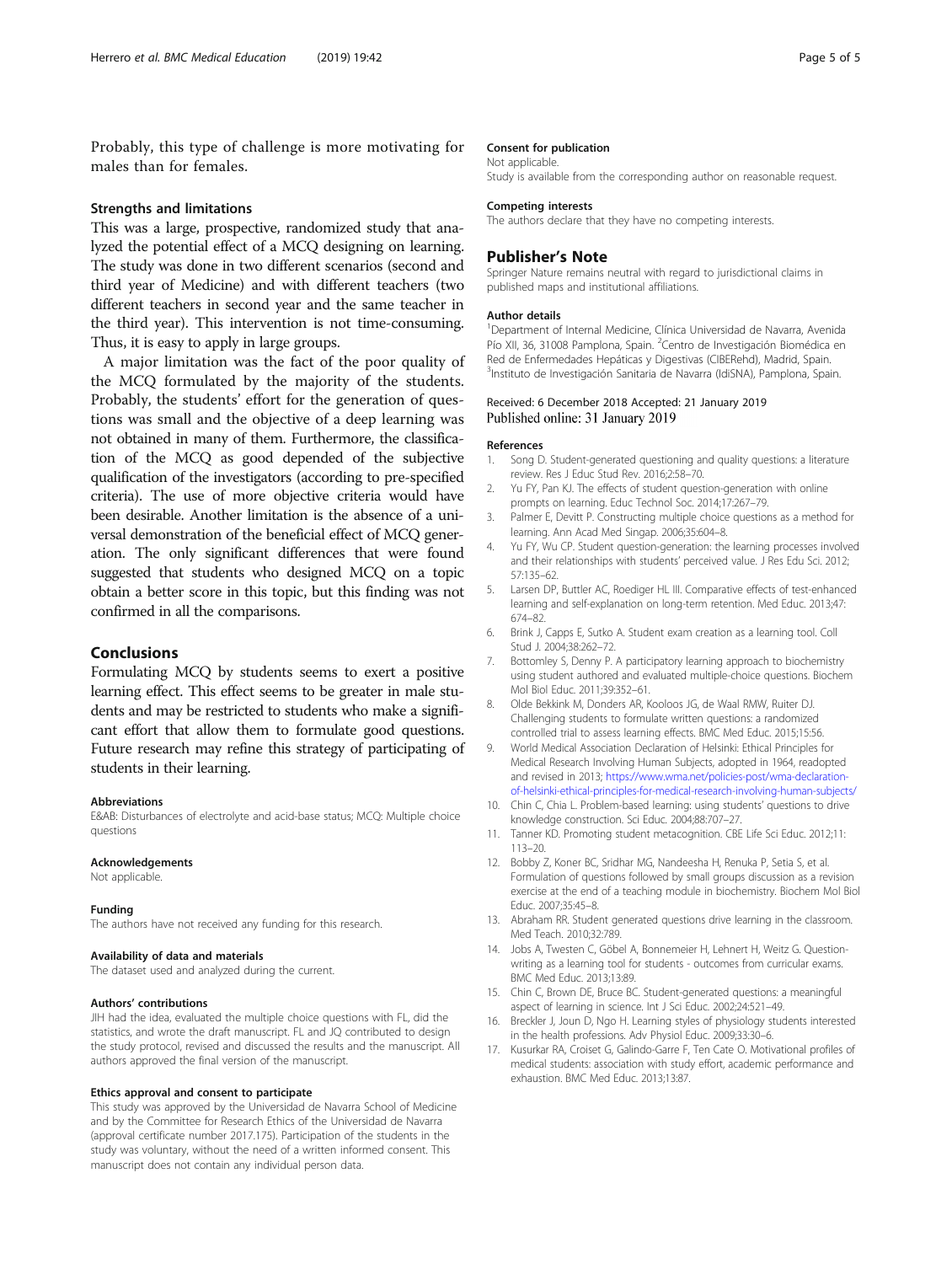Probably, this type of challenge is more motivating for males than for females.

### Strengths and limitations

This was a large, prospective, randomized study that analyzed the potential effect of a MCQ designing on learning. The study was done in two different scenarios (second and third year of Medicine) and with different teachers (two different teachers in second year and the same teacher in the third year). This intervention is not time-consuming. Thus, it is easy to apply in large groups.

A major limitation was the fact of the poor quality of the MCQ formulated by the majority of the students. Probably, the students' effort for the generation of questions was small and the objective of a deep learning was not obtained in many of them. Furthermore, the classification of the MCQ as good depended of the subjective qualification of the investigators (according to pre-specified criteria). The use of more objective criteria would have been desirable. Another limitation is the absence of a universal demonstration of the beneficial effect of MCQ generation. The only significant differences that were found suggested that students who designed MCQ on a topic obtain a better score in this topic, but this finding was not confirmed in all the comparisons.

## Conclusions

Formulating MCQ by students seems to exert a positive learning effect. This effect seems to be greater in male students and may be restricted to students who make a significant effort that allow them to formulate good questions. Future research may refine this strategy of participating of students in their learning.

#### Abbreviations

E&AB: Disturbances of electrolyte and acid-base status; MCQ: Multiple choice questions

#### Acknowledgements

Not applicable.

#### Funding

The authors have not received any funding for this research.

#### Availability of data and materials

The dataset used and analyzed during the current.

#### Authors' contributions

JIH had the idea, evaluated the multiple choice questions with FL, did the statistics, and wrote the draft manuscript. FL and JQ contributed to design the study protocol, revised and discussed the results and the manuscript. All authors approved the final version of the manuscript.

#### Ethics approval and consent to participate

This study was approved by the Universidad de Navarra School of Medicine and by the Committee for Research Ethics of the Universidad de Navarra (approval certificate number 2017.175). Participation of the students in the study was voluntary, without the need of a written informed consent. This manuscript does not contain any individual person data.

#### Consent for publication

Not applicable.

Study is available from the corresponding author on reasonable request.

#### Competing interests

The authors declare that they have no competing interests.

## Publisher's Note

Springer Nature remains neutral with regard to jurisdictional claims in published maps and institutional affiliations.

#### Author details

[1]Department of Internal Medicine, Clínica Universidad de Navarra, Avenida Pío XII, 36, 31008 Pamplona, Spain. [2]Centro de Investigación Biomédica en Red de Enfermedades Hepáticas y Digestivas (CIBERehd), Madrid, Spain. [3]Instituto de Investigación Sanitaria de Navarra (IdiSNA), Pamplona, Spain.

Received: 6 December 2018 Accepted: 21 January 2019
Published online: 31 January 2019

#### References

1. Song D. Student-generated questioning and quality questions: a literature review. Res J Educ Stud Rev. 2016;2:58–70.
2. Yu FY, Pan KJ. The effects of student question-generation with online prompts on learning. Educ Technol Soc. 2014;17:267–79.
3. Palmer E, Devitt P. Constructing multiple choice questions as a method for learning. Ann Acad Med Singap. 2006;35:604–8.
4. Yu FY, Wu CP. Student question-generation: the learning processes involved and their relationships with students' perceived value. J Res Edu Sci. 2012; 57:135–62.
5. Larsen DP, Buttler AC, Roediger HL III. Comparative effects of test-enhanced learning and self-explanation on long-term retention. Med Educ. 2013;47: 674–82.
6. Brink J, Capps E, Sutko A. Student exam creation as a learning tool. Coll Stud J. 2004;38:262–72.
7. Bottomley S, Denny P. A participatory learning approach to biochemistry using student authored and evaluated multiple-choice questions. Biochem Mol Biol Educ. 2011;39:352–61.
8. Olde Bekkink M, Donders AR, Kooloos JG, de Waal RMW, Ruiter DJ. Challenging students to formulate written questions: a randomized controlled trial to assess learning effects. BMC Med Educ. 2015;15:56.
9. World Medical Association Declaration of Helsinki: Ethical Principles for Medical Research Involving Human Subjects, adopted in 1964, readopted and revised in 2013; https://www.wma.net/policies-post/wma-declaration-of-helsinki-ethical-principles-for-medical-research-involving-human-subjects/
10. Chin C, Chia L. Problem-based learning: using students' questions to drive knowledge construction. Sci Educ. 2004;88:707–27.
11. Tanner KD. Promoting student metacognition. CBE Life Sci Educ. 2012;11: 113–20.
12. Bobby Z, Koner BC, Sridhar MG, Nandeesha H, Renuka P, Setia S, et al. Formulation of questions followed by small groups discussion as a revision exercise at the end of a teaching module in biochemistry. Biochem Mol Biol Educ. 2007;35:45–8.
13. Abraham RR. Student generated questions drive learning in the classroom. Med Teach. 2010;32:789.
14. Jobs A, Twesten C, Göbel A, Bonnemeier H, Lehnert H, Weitz G. Question-writing as a learning tool for students - outcomes from curricular exams. BMC Med Educ. 2013;13:89.
15. Chin C, Brown DE, Bruce BC. Student-generated questions: a meaningful aspect of learning in science. Int J Sci Educ. 2002;24:521–49.
16. Breckler J, Joun D, Ngo H. Learning styles of physiology students interested in the health professions. Adv Physiol Educ. 2009;33:30–6.
17. Kusurkar RA, Croiset G, Galindo-Garre F, Ten Cate O. Motivational profiles of medical students: association with study effort, academic performance and exhaustion. BMC Med Educ. 2013;13:87.